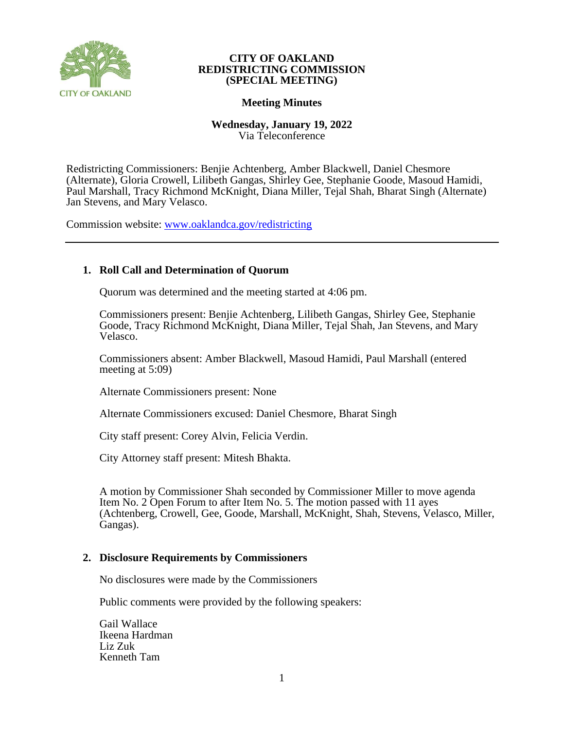# CITY OF OAKLAND
# REDISTRICTING COMMISSION
# (SPECIAL MEETING)

## Meeting Minutes

**Wednesday, January 19, 2022**
Via Teleconference

Redistricting Commissioners: Benjie Achtenberg, Amber Blackwell, Daniel Chesmore (Alternate), Gloria Crowell, Lilibeth Gangas, Shirley Gee, Stephanie Goode, Masoud Hamidi, Paul Marshall, Tracy Richmond McKnight, Diana Miller, Tejal Shah, Bharat Singh (Alternate) Jan Stevens, and Mary Velasco.

Commission website: [www.oaklandca.gov/redistricting](www.oaklandca.gov/redistricting)

---

### 1. Roll Call and Determination of Quorum

Quorum was determined and the meeting started at 4:06 pm.

Commissioners present: Benjie Achtenberg, Lilibeth Gangas, Shirley Gee, Stephanie Goode, Tracy Richmond McKnight, Diana Miller, Tejal Shah, Jan Stevens, and Mary Velasco.

Commissioners absent: Amber Blackwell, Masoud Hamidi, Paul Marshall (entered meeting at 5:09)

Alternate Commissioners present: None

Alternate Commissioners excused: Daniel Chesmore, Bharat Singh

City staff present: Corey Alvin, Felicia Verdin.

City Attorney staff present: Mitesh Bhakta.

A motion by Commissioner Shah seconded by Commissioner Miller to move agenda Item No. 2 Open Forum to after Item No. 5. The motion passed with 11 ayes (Achtenberg, Crowell, Gee, Goode, Marshall, McKnight, Shah, Stevens, Velasco, Miller, Gangas).

### 2. Disclosure Requirements by Commissioners

No disclosures were made by the Commissioners

Public comments were provided by the following speakers:

Gail Wallace
Ikeena Hardman
Liz Zuk
Kenneth Tam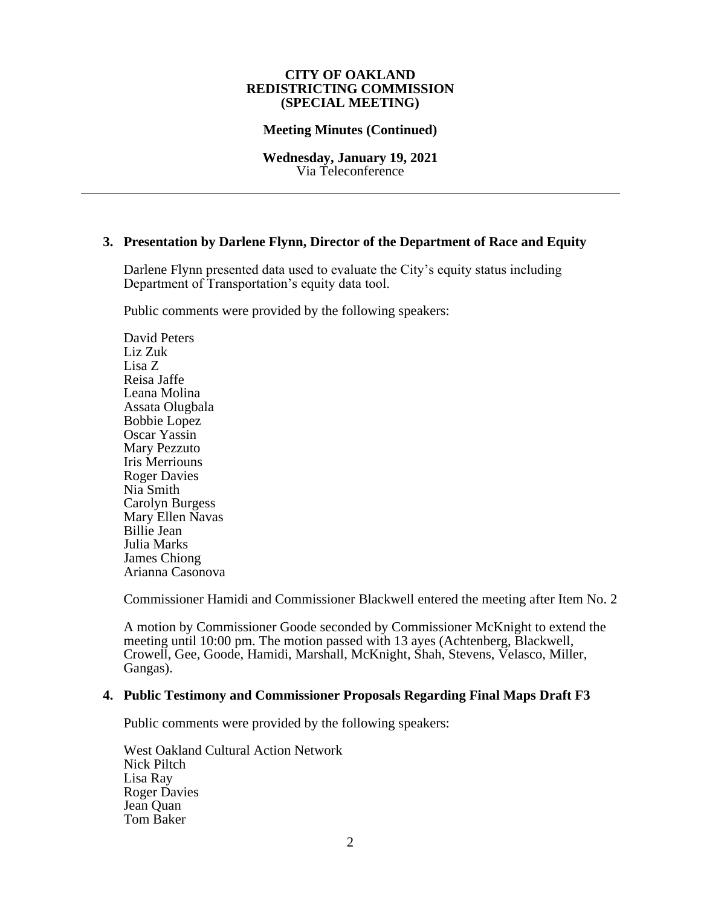**CITY OF OAKLAND**
**REDISTRICTING COMMISSION**
**(SPECIAL MEETING)**

**Meeting Minutes (Continued)**

**Wednesday, January 19, 2021**
Via Teleconference

---

**3. Presentation by Darlene Flynn, Director of the Department of Race and Equity**

Darlene Flynn presented data used to evaluate the City's equity status including Department of Transportation's equity data tool.

Public comments were provided by the following speakers:

David Peters
Liz Zuk
Lisa Z
Reisa Jaffe
Leana Molina
Assata Olugbala
Bobbie Lopez
Oscar Yassin
Mary Pezzuto
Iris Merriouns
Roger Davies
Nia Smith
Carolyn Burgess
Mary Ellen Navas
Billie Jean
Julia Marks
James Chiong
Arianna Casonova

Commissioner Hamidi and Commissioner Blackwell entered the meeting after Item No. 2

A motion by Commissioner Goode seconded by Commissioner McKnight to extend the meeting until 10:00 pm. The motion passed with 13 ayes (Achtenberg, Blackwell, Crowell, Gee, Goode, Hamidi, Marshall, McKnight, Shah, Stevens, Velasco, Miller, Gangas).

**4. Public Testimony and Commissioner Proposals Regarding Final Maps Draft F3**

Public comments were provided by the following speakers:

West Oakland Cultural Action Network
Nick Piltch
Lisa Ray
Roger Davies
Jean Quan
Tom Baker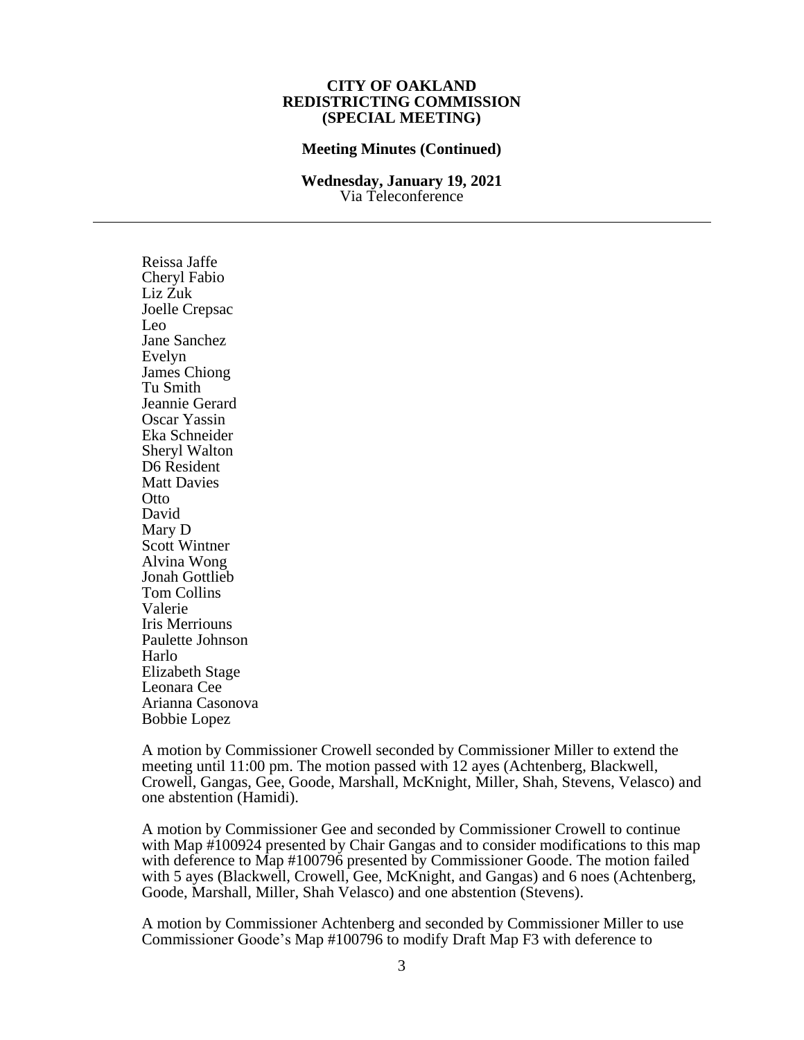**CITY OF OAKLAND**
**REDISTRICTING COMMISSION**
**(SPECIAL MEETING)**

**Meeting Minutes (Continued)**

**Wednesday, January 19, 2021**
Via Teleconference

---

Reissa Jaffe
Cheryl Fabio
Liz Zuk
Joelle Crepsac
Leo
Jane Sanchez
Evelyn
James Chiong
Tu Smith
Jeannie Gerard
Oscar Yassin
Eka Schneider
Sheryl Walton
D6 Resident
Matt Davies
Otto
David
Mary D
Scott Wintner
Alvina Wong
Jonah Gottlieb
Tom Collins
Valerie
Iris Merriouns
Paulette Johnson
Harlo
Elizabeth Stage
Leonara Cee
Arianna Casonova
Bobbie Lopez

A motion by Commissioner Crowell seconded by Commissioner Miller to extend the meeting until 11:00 pm. The motion passed with 12 ayes (Achtenberg, Blackwell, Crowell, Gangas, Gee, Goode, Marshall, McKnight, Miller, Shah, Stevens, Velasco) and one abstention (Hamidi).

A motion by Commissioner Gee and seconded by Commissioner Crowell to continue with Map #100924 presented by Chair Gangas and to consider modifications to this map with deference to Map #100796 presented by Commissioner Goode. The motion failed with 5 ayes (Blackwell, Crowell, Gee, McKnight, and Gangas) and 6 noes (Achtenberg, Goode, Marshall, Miller, Shah Velasco) and one abstention (Stevens).

A motion by Commissioner Achtenberg and seconded by Commissioner Miller to use Commissioner Goode's Map #100796 to modify Draft Map F3 with deference to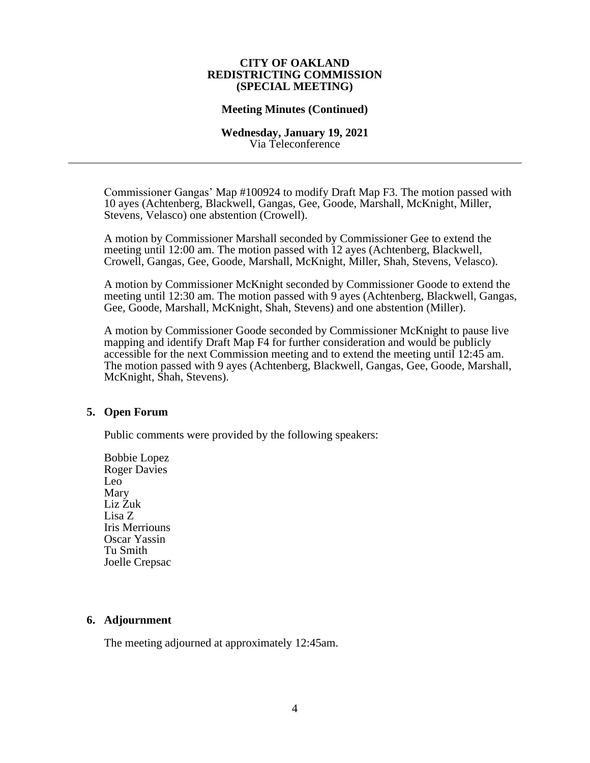**CITY OF OAKLAND**
**REDISTRICTING COMMISSION**
**(SPECIAL MEETING)**

**Meeting Minutes (Continued)**

**Wednesday, January 19, 2021**
Via Teleconference

---

Commissioner Gangas' Map #100924 to modify Draft Map F3. The motion passed with 10 ayes (Achtenberg, Blackwell, Gangas, Gee, Goode, Marshall, McKnight, Miller, Stevens, Velasco) one abstention (Crowell).

A motion by Commissioner Marshall seconded by Commissioner Gee to extend the meeting until 12:00 am. The motion passed with 12 ayes (Achtenberg, Blackwell, Crowell, Gangas, Gee, Goode, Marshall, McKnight, Miller, Shah, Stevens, Velasco).

A motion by Commissioner McKnight seconded by Commissioner Goode to extend the meeting until 12:30 am. The motion passed with 9 ayes (Achtenberg, Blackwell, Gangas, Gee, Goode, Marshall, McKnight, Shah, Stevens) and one abstention (Miller).

A motion by Commissioner Goode seconded by Commissioner McKnight to pause live mapping and identify Draft Map F4 for further consideration and would be publicly accessible for the next Commission meeting and to extend the meeting until 12:45 am. The motion passed with 9 ayes (Achtenberg, Blackwell, Gangas, Gee, Goode, Marshall, McKnight, Shah, Stevens).

**5. Open Forum**

Public comments were provided by the following speakers:

Bobbie Lopez
Roger Davies
Leo
Mary
Liz Zuk
Lisa Z
Iris Merriouns
Oscar Yassin
Tu Smith
Joelle Crepsac

**6. Adjournment**

The meeting adjourned at approximately 12:45am.